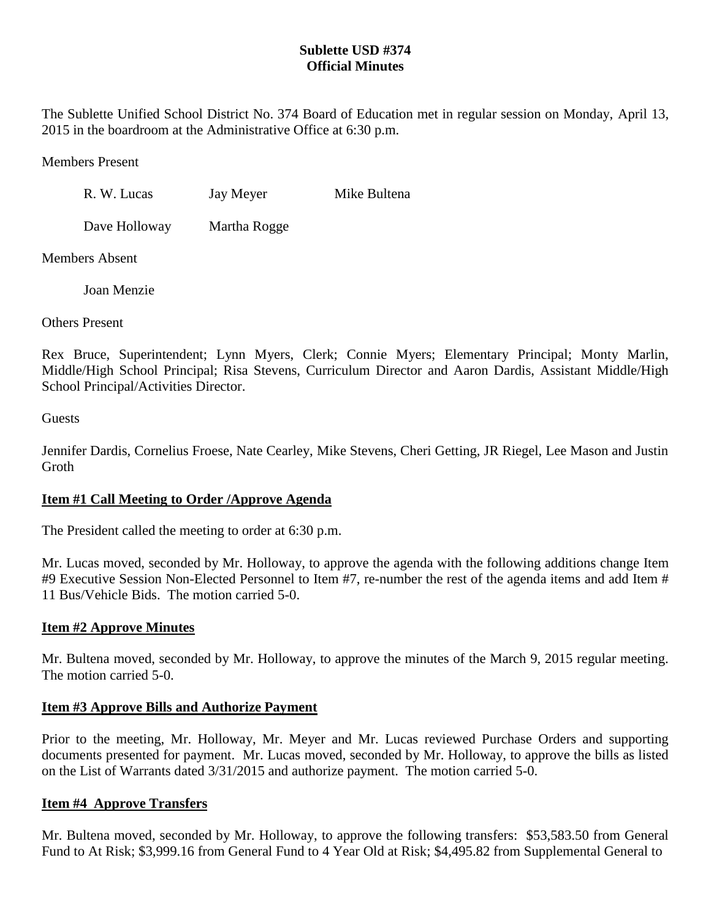**Sublette USD #374**
**Official Minutes**

The Sublette Unified School District No. 374 Board of Education met in regular session on Monday, April 13, 2015 in the boardroom at the Administrative Office at 6:30 p.m.

Members Present

R. W. Lucas     Jay Meyer     Mike Bultena

Dave Holloway     Martha Rogge

Members Absent

Joan Menzie

Others Present

Rex Bruce, Superintendent; Lynn Myers, Clerk; Connie Myers; Elementary Principal; Monty Marlin, Middle/High School Principal; Risa Stevens, Curriculum Director and Aaron Dardis, Assistant Middle/High School Principal/Activities Director.

Guests

Jennifer Dardis, Cornelius Froese, Nate Cearley, Mike Stevens, Cheri Getting, JR Riegel, Lee Mason and Justin Groth

**Item #1 Call Meeting to Order /Approve Agenda**

The President called the meeting to order at 6:30 p.m.

Mr. Lucas moved, seconded by Mr. Holloway, to approve the agenda with the following additions change Item #9 Executive Session Non-Elected Personnel to Item #7, re-number the rest of the agenda items and add Item # 11 Bus/Vehicle Bids. The motion carried 5-0.

**Item #2 Approve Minutes**

Mr. Bultena moved, seconded by Mr. Holloway, to approve the minutes of the March 9, 2015 regular meeting. The motion carried 5-0.

**Item #3 Approve Bills and Authorize Payment**

Prior to the meeting, Mr. Holloway, Mr. Meyer and Mr. Lucas reviewed Purchase Orders and supporting documents presented for payment. Mr. Lucas moved, seconded by Mr. Holloway, to approve the bills as listed on the List of Warrants dated 3/31/2015 and authorize payment. The motion carried 5-0.

**Item #4 Approve Transfers**

Mr. Bultena moved, seconded by Mr. Holloway, to approve the following transfers: $53,583.50 from General Fund to At Risk; $3,999.16 from General Fund to 4 Year Old at Risk; $4,495.82 from Supplemental General to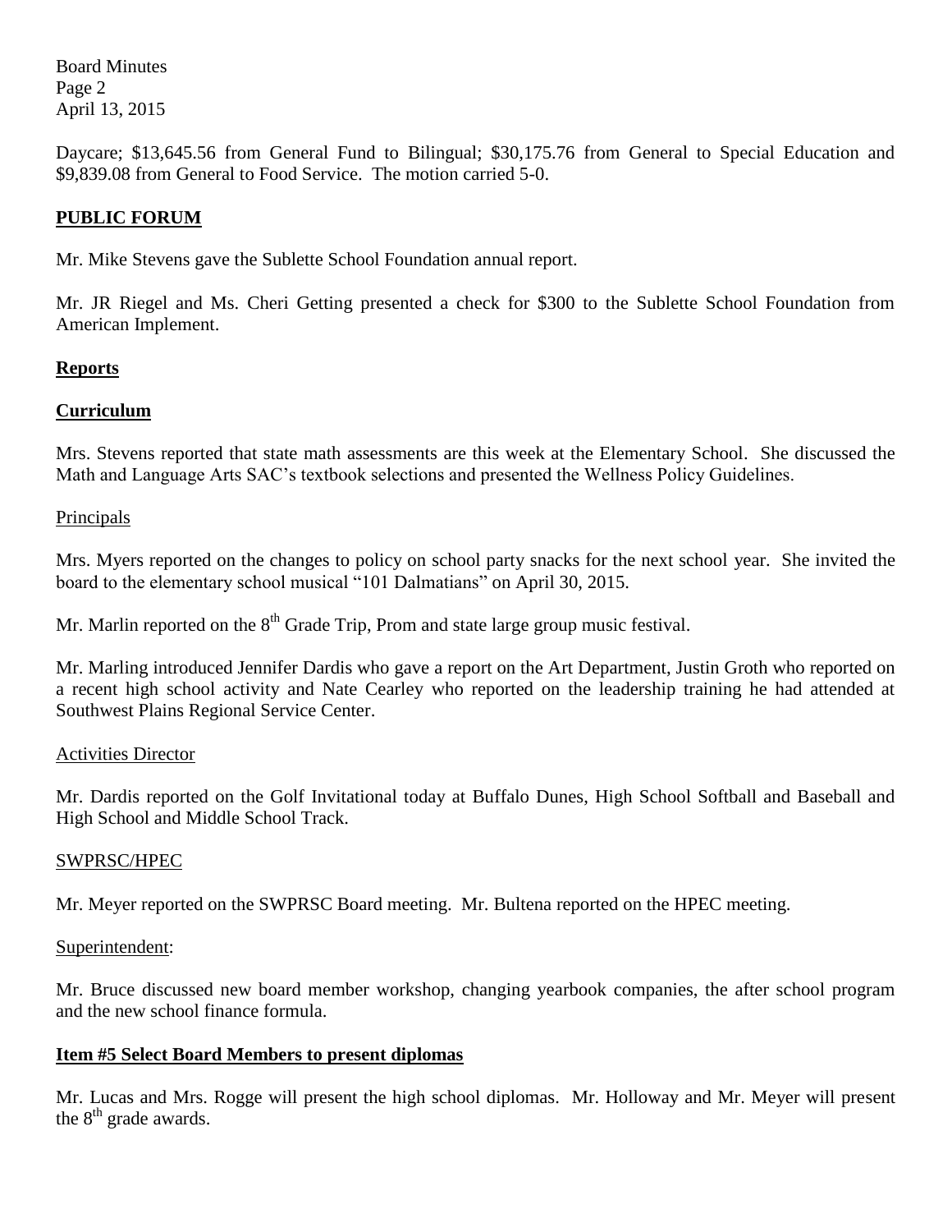Daycare; $13,645.56 from General Fund to Bilingual; $30,175.76 from General to Special Education and $9,839.08 from General to Food Service. The motion carried 5-0.

## PUBLIC FORUM

Mr. Mike Stevens gave the Sublette School Foundation annual report.

Mr. JR Riegel and Ms. Cheri Getting presented a check for $300 to the Sublette School Foundation from American Implement.

## Reports

## Curriculum

Mrs. Stevens reported that state math assessments are this week at the Elementary School. She discussed the Math and Language Arts SAC's textbook selections and presented the Wellness Policy Guidelines.

### Principals

Mrs. Myers reported on the changes to policy on school party snacks for the next school year. She invited the board to the elementary school musical "101 Dalmatians" on April 30, 2015.

Mr. Marlin reported on the 8th Grade Trip, Prom and state large group music festival.

Mr. Marling introduced Jennifer Dardis who gave a report on the Art Department, Justin Groth who reported on a recent high school activity and Nate Cearley who reported on the leadership training he had attended at Southwest Plains Regional Service Center.

### Activities Director

Mr. Dardis reported on the Golf Invitational today at Buffalo Dunes, High School Softball and Baseball and High School and Middle School Track.

### SWPRSC/HPEC

Mr. Meyer reported on the SWPRSC Board meeting. Mr. Bultena reported on the HPEC meeting.

### Superintendent:

Mr. Bruce discussed new board member workshop, changing yearbook companies, the after school program and the new school finance formula.

## Item #5 Select Board Members to present diplomas

Mr. Lucas and Mrs. Rogge will present the high school diplomas. Mr. Holloway and Mr. Meyer will present the 8th grade awards.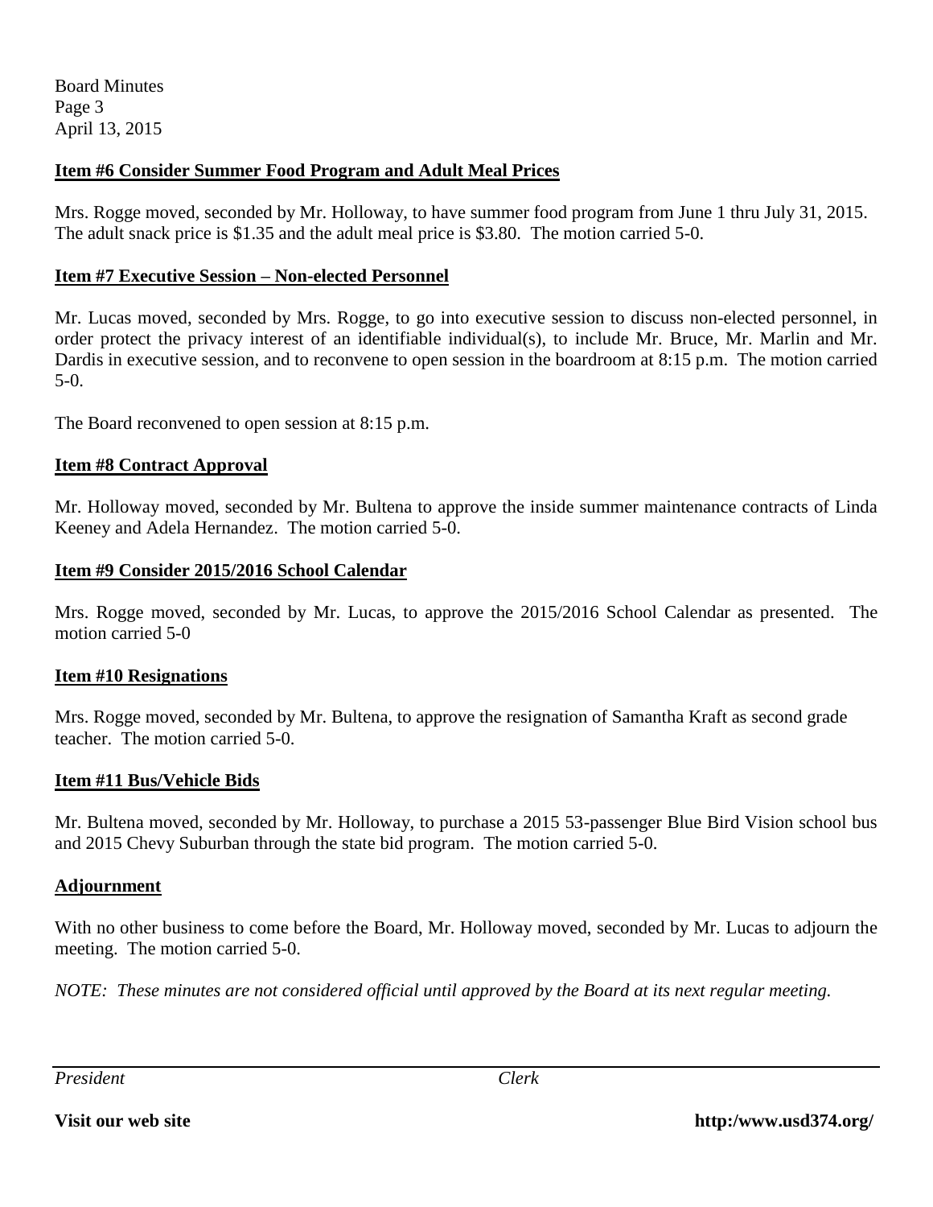**Item #6 Consider Summer Food Program and Adult Meal Prices**

Mrs. Rogge moved, seconded by Mr. Holloway, to have summer food program from June 1 thru July 31, 2015. The adult snack price is $1.35 and the adult meal price is $3.80. The motion carried 5-0.

**Item #7 Executive Session – Non-elected Personnel**

Mr. Lucas moved, seconded by Mrs. Rogge, to go into executive session to discuss non-elected personnel, in order protect the privacy interest of an identifiable individual(s), to include Mr. Bruce, Mr. Marlin and Mr. Dardis in executive session, and to reconvene to open session in the boardroom at 8:15 p.m. The motion carried 5-0.

The Board reconvened to open session at 8:15 p.m.

**Item #8 Contract Approval**

Mr. Holloway moved, seconded by Mr. Bultena to approve the inside summer maintenance contracts of Linda Keeney and Adela Hernandez. The motion carried 5-0.

**Item #9 Consider 2015/2016 School Calendar**

Mrs. Rogge moved, seconded by Mr. Lucas, to approve the 2015/2016 School Calendar as presented. The motion carried 5-0

**Item #10 Resignations**

Mrs. Rogge moved, seconded by Mr. Bultena, to approve the resignation of Samantha Kraft as second grade teacher. The motion carried 5-0.

**Item #11 Bus/Vehicle Bids**

Mr. Bultena moved, seconded by Mr. Holloway, to purchase a 2015 53-passenger Blue Bird Vision school bus and 2015 Chevy Suburban through the state bid program. The motion carried 5-0.

**Adjournment**

With no other business to come before the Board, Mr. Holloway moved, seconded by Mr. Lucas to adjourn the meeting. The motion carried 5-0.

*NOTE: These minutes are not considered official until approved by the Board at its next regular meeting.*

*President* *Clerk*

**Visit our web site** **http:/www.usd374.org/**